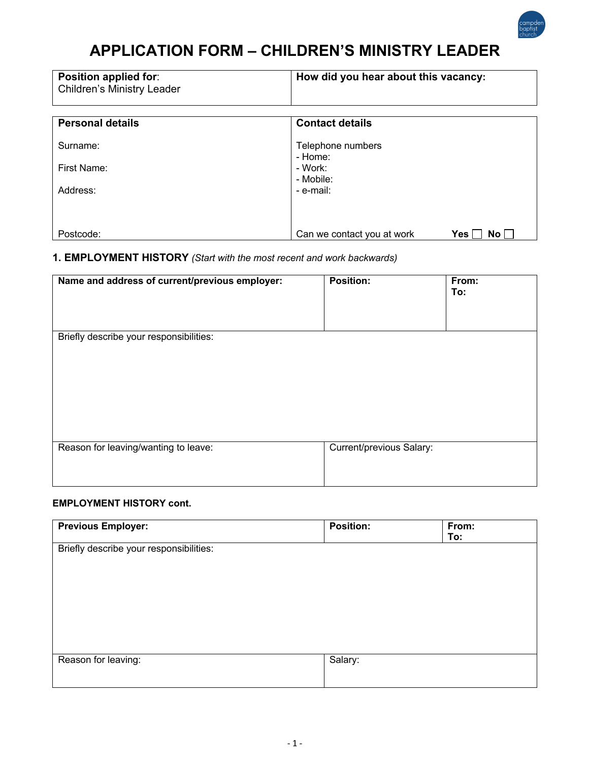# APPLICATION FORM – CHILDREN'S MINISTRY LEADER

| **Position applied for**: Children's Ministry Leader | **How did you hear about this vacancy:** |
|---|---|

| **Personal details** | **Contact details** |
|---|---|
| Surname: | Telephone numbers |
| | - Home: |
| First Name: | - Work: |
| | - Mobile: |
| Address: | - e-mail: |
| Postcode: | Can we contact you at work **Yes** ☐ **No** ☐ |

### 1. EMPLOYMENT HISTORY *(Start with the most recent and work backwards)*

| **Name and address of current/previous employer:** | **Position:** | **From:** **To:** |
|---|---|---|
| Briefly describe your responsibilities: | | |
| Reason for leaving/wanting to leave: | Current/previous Salary: | |

**EMPLOYMENT HISTORY cont.**

| **Previous Employer:** | **Position:** | **From:** **To:** |
|---|---|---|
| Briefly describe your responsibilities: | | |
| Reason for leaving: | Salary: | |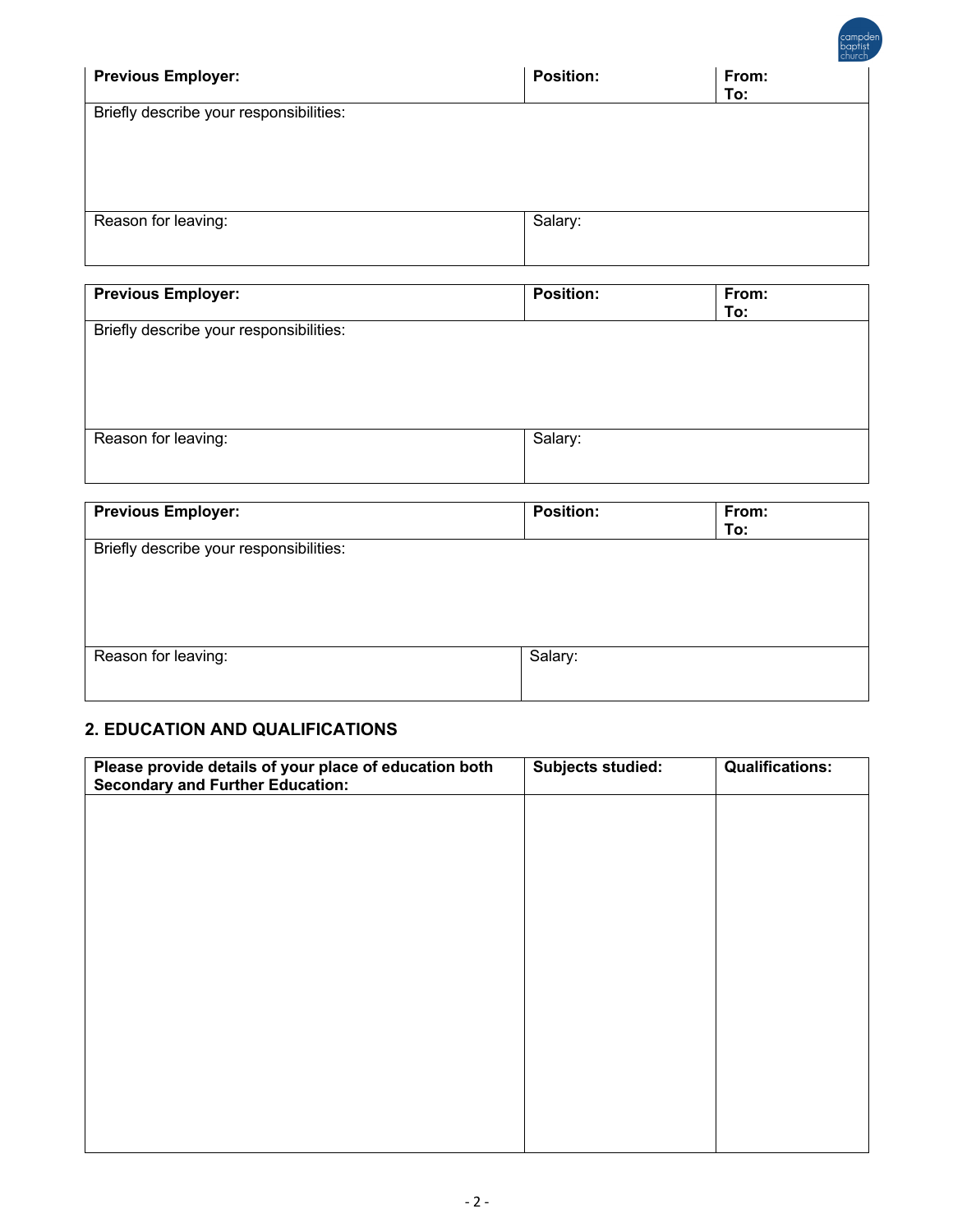| Previous Employer: | Position: | From: To: |
|---|---|---|
| Briefly describe your responsibilities: | | |
| Reason for leaving: | Salary: | |

| Previous Employer: | Position: | From: To: |
|---|---|---|
| Briefly describe your responsibilities: | | |
| Reason for leaving: | Salary: | |

| Previous Employer: | Position: | From: To: |
|---|---|---|
| Briefly describe your responsibilities: | | |
| Reason for leaving: | Salary: | |

## 2. EDUCATION AND QUALIFICATIONS

| Please provide details of your place of education both Secondary and Further Education: | Subjects studied: | Qualifications: |
|---|---|---|
| | | |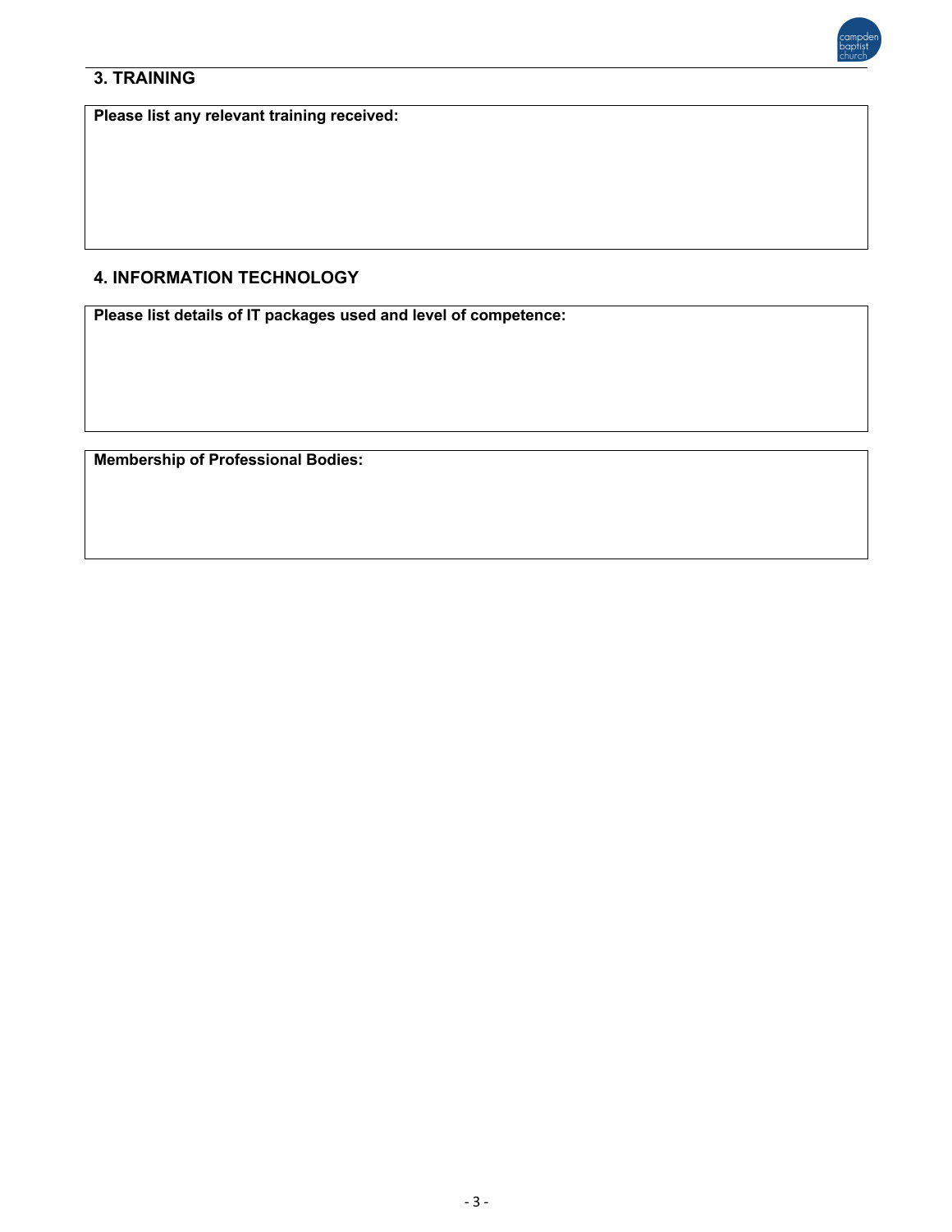## 3. TRAINING

**Please list any relevant training received:**

## 4. INFORMATION TECHNOLOGY

**Please list details of IT packages used and level of competence:**

**Membership of Professional Bodies:**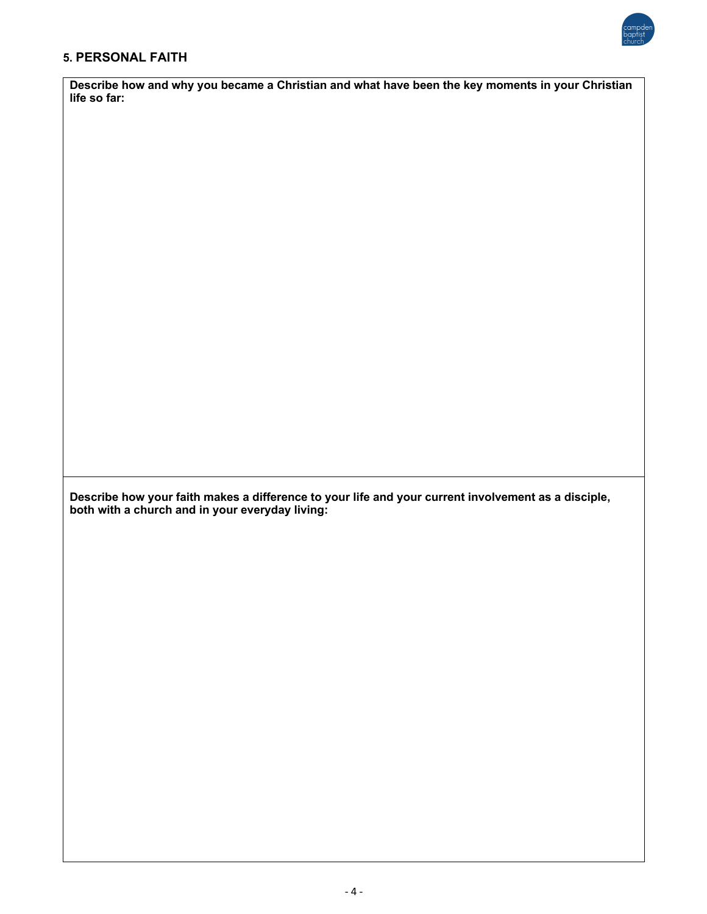## 5. PERSONAL FAITH

**Describe how and why you became a Christian and what have been the key moments in your Christian life so far:**

**Describe how your faith makes a difference to your life and your current involvement as a disciple, both with a church and in your everyday living:**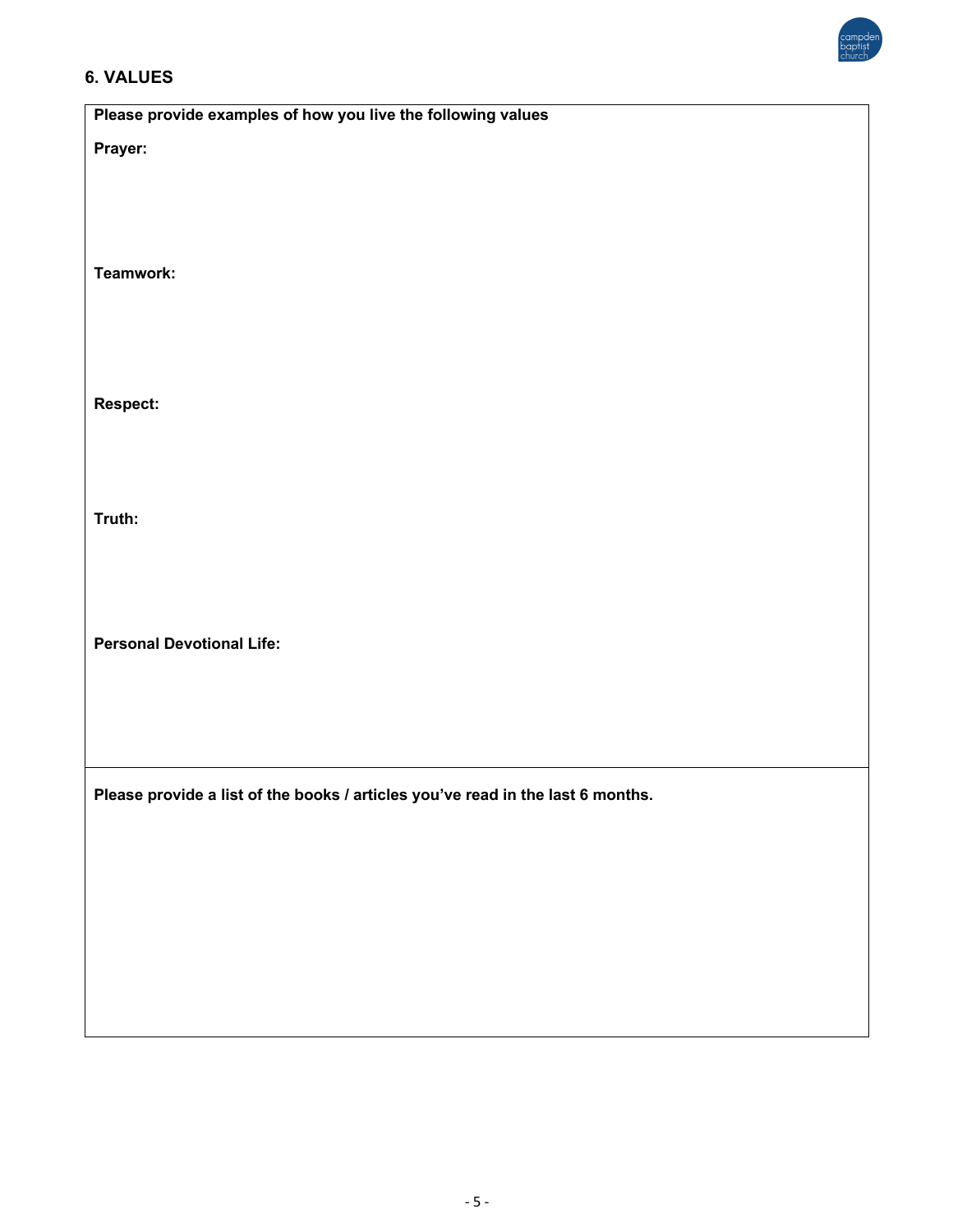## 6. VALUES

**Please provide examples of how you live the following values**

**Prayer:**

**Teamwork:**

**Respect:**

**Truth:**

**Personal Devotional Life:**

**Please provide a list of the books / articles you've read in the last 6 months.**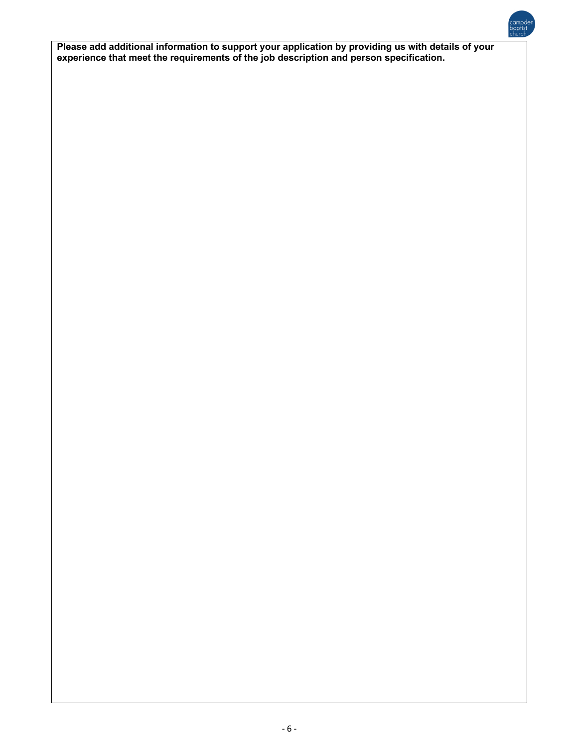**Please add additional information to support your application by providing us with details of your experience that meet the requirements of the job description and person specification.**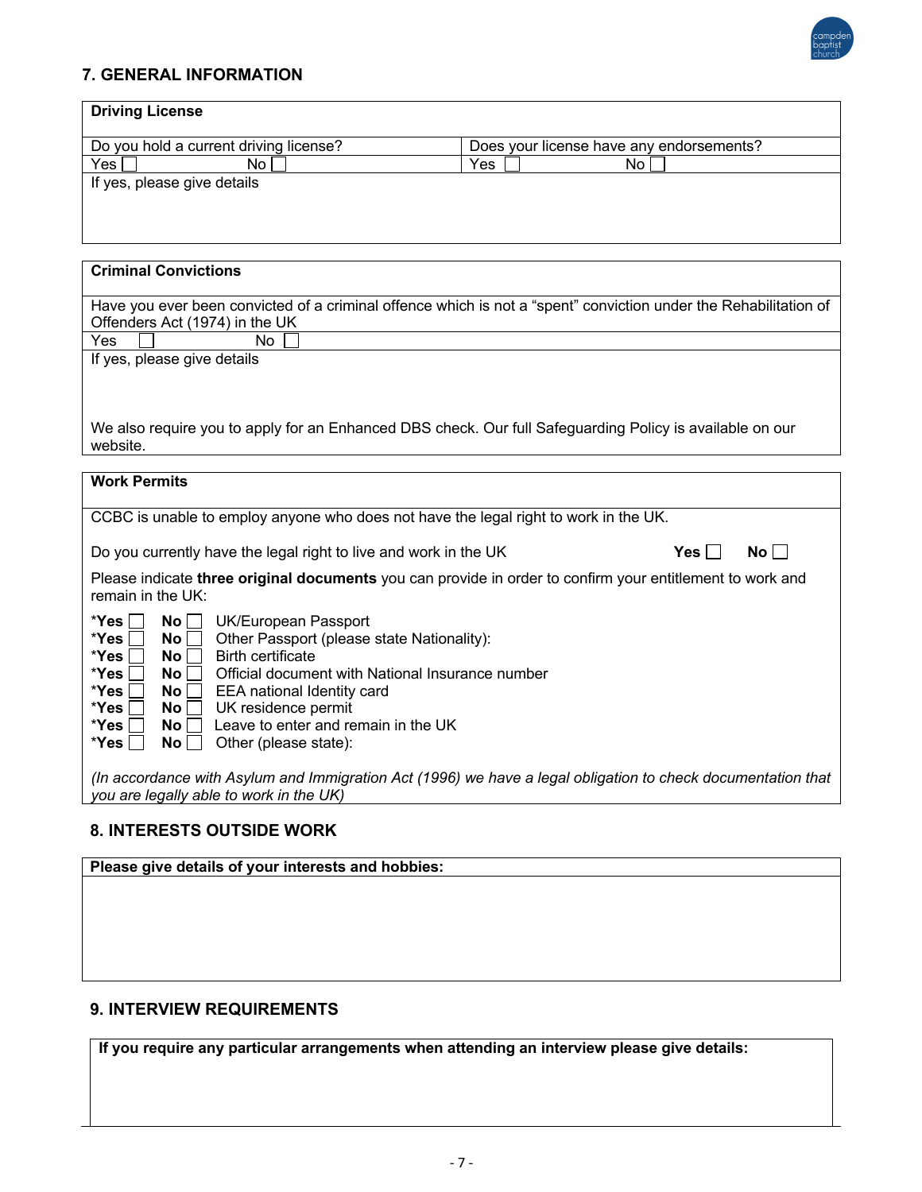## 7. GENERAL INFORMATION

| **Driving License** | |
|---|---|
| Do you hold a current driving license? | Does your license have any endorsements? |
| Yes ☐ No ☐ | Yes ☐ No ☐ |
| If yes, please give details | |

| **Criminal Convictions** |
|---|
| Have you ever been convicted of a criminal offence which is not a "spent" conviction under the Rehabilitation of Offenders Act (1974) in the UK |
| Yes ☐ No ☐ |
| If yes, please give details<br><br>We also require you to apply for an Enhanced DBS check. Our full Safeguarding Policy is available on our website. |

**Work Permits**

CCBC is unable to employ anyone who does not have the legal right to work in the UK.

Do you currently have the legal right to live and work in the UK **Yes** ☐ **No** ☐

Please indicate **three original documents** you can provide in order to confirm your entitlement to work and remain in the UK:

- ***Yes** ☐ **No** ☐ UK/European Passport
- ***Yes** ☐ **No** ☐ Other Passport (please state Nationality):
- ***Yes** ☐ **No** ☐ Birth certificate
- ***Yes** ☐ **No** ☐ Official document with National Insurance number
- ***Yes** ☐ **No** ☐ EEA national Identity card
- ***Yes** ☐ **No** ☐ UK residence permit
- ***Yes** ☐ **No** ☐ Leave to enter and remain in the UK
- ***Yes** ☐ **No** ☐ Other (please state):

*(In accordance with Asylum and Immigration Act (1996) we have a legal obligation to check documentation that you are legally able to work in the UK)*

## 8. INTERESTS OUTSIDE WORK

**Please give details of your interests and hobbies:**

## 9. INTERVIEW REQUIREMENTS

**If you require any particular arrangements when attending an interview please give details:**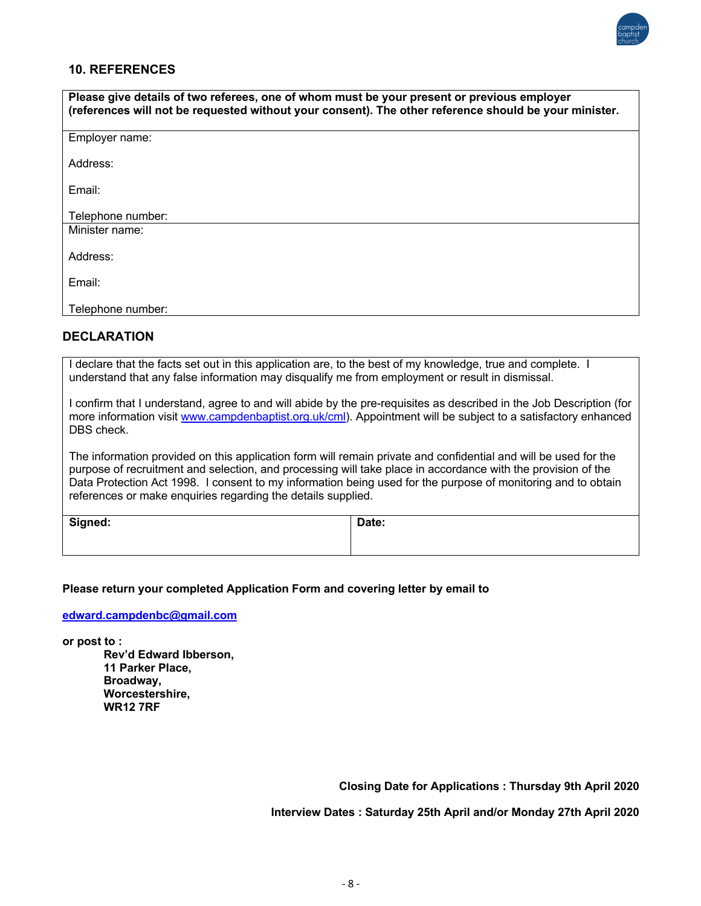## 10. REFERENCES

| |
|---|
| **Please give details of two referees, one of whom must be your present or previous employer (references will not be requested without your consent). The other reference should be your minister.** |
| Employer name:<br><br>Address:<br><br>Email:<br><br>Telephone number: |
| Minister name:<br><br>Address:<br><br>Email:<br><br>Telephone number: |

## DECLARATION

I declare that the facts set out in this application are, to the best of my knowledge, true and complete. I understand that any false information may disqualify me from employment or result in dismissal.

I confirm that I understand, agree to and will abide by the pre-requisites as described in the Job Description (for more information visit www.campdenbaptist.org.uk/cml). Appointment will be subject to a satisfactory enhanced DBS check.

The information provided on this application form will remain private and confidential and will be used for the purpose of recruitment and selection, and processing will take place in accordance with the provision of the Data Protection Act 1998. I consent to my information being used for the purpose of monitoring and to obtain references or make enquiries regarding the details supplied.

| **Signed:** | **Date:** |
|---|---|
| | |

**Please return your completed Application Form and covering letter by email to**

**edward.campdenbc@gmail.com**

**or post to :**

**Rev'd Edward Ibberson,**
**11 Parker Place,**
**Broadway,**
**Worcestershire,**
**WR12 7RF**

**Closing Date for Applications : Thursday 9th April 2020**

**Interview Dates : Saturday 25th April and/or Monday 27th April 2020**